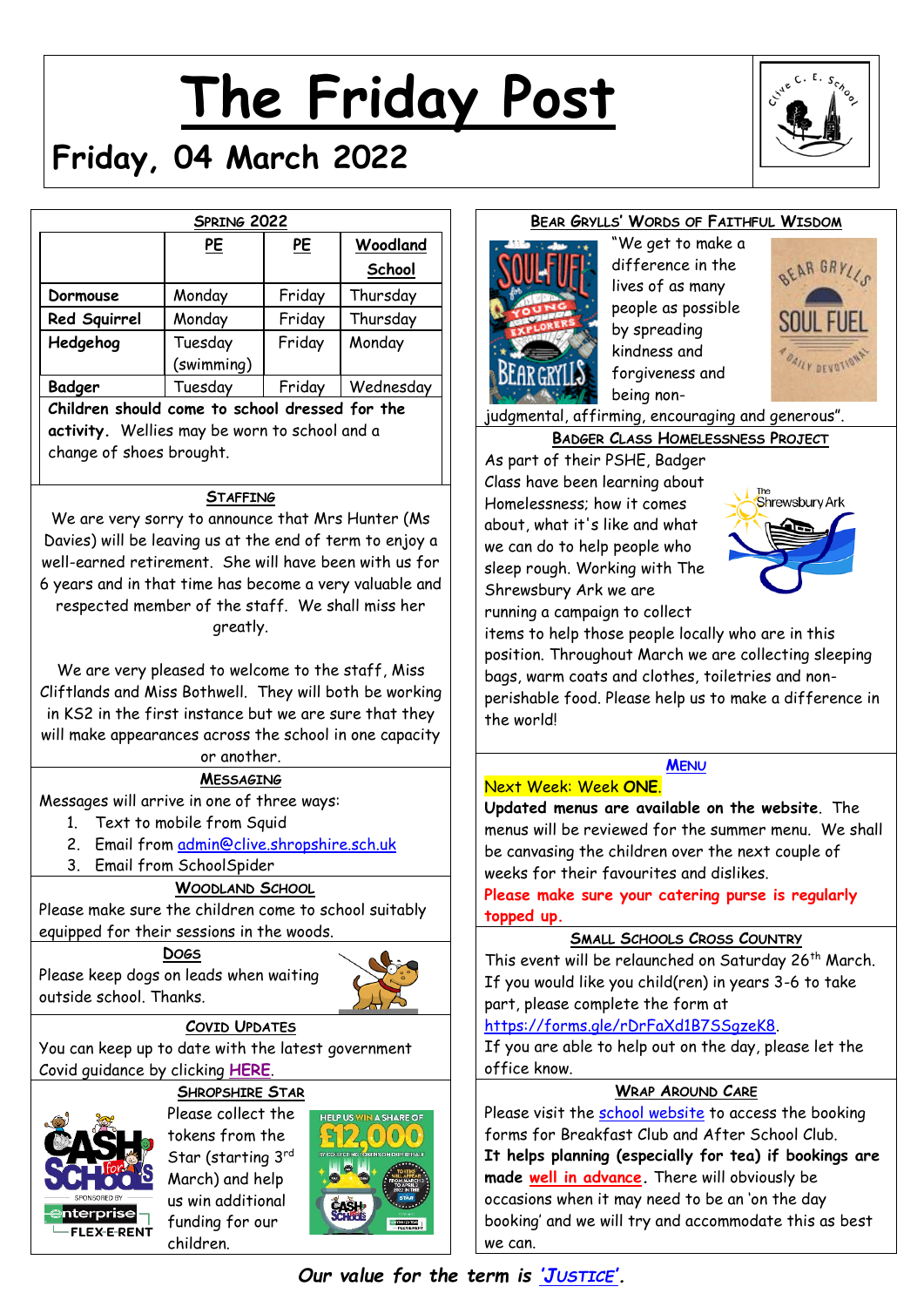# The Friday Post

## Friday, 04 March 2022

### Spring 2022

| | PE | PE | Woodland School |
|---|---|---|---|
| Dormouse | Monday | Friday | Thursday |
| Red Squirrel | Monday | Friday | Thursday |
| Hedgehog | Tuesday (swimming) | Friday | Monday |
| Badger | Tuesday | Friday | Wednesday |

**Children should come to school dressed for the activity.** Wellies may be worn to school and a change of shoes brought.

### Staffing

We are very sorry to announce that Mrs Hunter (Ms Davies) will be leaving us at the end of term to enjoy a well-earned retirement. She will have been with us for 6 years and in that time has become a very valuable and respected member of the staff. We shall miss her greatly.

We are very pleased to welcome to the staff, Miss Cliftlands and Miss Bothwell. They will both be working in KS2 in the first instance but we are sure that they will make appearances across the school in one capacity or another.

### Messaging

Messages will arrive in one of three ways:

1. Text to mobile from Squid
2. Email from admin@clive.shropshire.sch.uk
3. Email from SchoolSpider

### Woodland School

Please make sure the children come to school suitably equipped for their sessions in the woods.

### Dogs

Please keep dogs on leads when waiting outside school. Thanks.

### Covid Updates

You can keep up to date with the latest government Covid guidance by clicking HERE.

### Shropshire Star

Please collect the tokens from the Star (starting 3rd March) and help us win additional funding for our children.

### Bear Grylls' Words of Faithful Wisdom

"We get to make a difference in the lives of as many people as possible by spreading kindness and forgiveness and being non-judgmental, affirming, encouraging and generous".

### Badger Class Homelessness Project

As part of their PSHE, Badger Class have been learning about Homelessness; how it comes about, what it's like and what we can do to help people who sleep rough. Working with The Shrewsbury Ark we are running a campaign to collect items to help those people locally who are in this position. Throughout March we are collecting sleeping bags, warm coats and clothes, toiletries and non-perishable food. Please help us to make a difference in the world!

### Menu

Next Week: Week **ONE**.

**Updated menus are available on the website**. The menus will be reviewed for the summer menu. We shall be canvasing the children over the next couple of weeks for their favourites and dislikes.

**Please make sure your catering purse is regularly topped up.**

### Small Schools Cross Country

This event will be relaunched on Saturday 26th March. If you would like you child(ren) in years 3-6 to take part, please complete the form at https://forms.gle/rDrFaXd1B7SSgzeK8.

If you are able to help out on the day, please let the office know.

### Wrap Around Care

Please visit the school website to access the booking forms for Breakfast Club and After School Club. **It helps planning (especially for tea) if bookings are made well in advance.** There will obviously be occasions when it may need to be an 'on the day booking' and we will try and accommodate this as best we can.

***Our value for the term is 'Justice'.***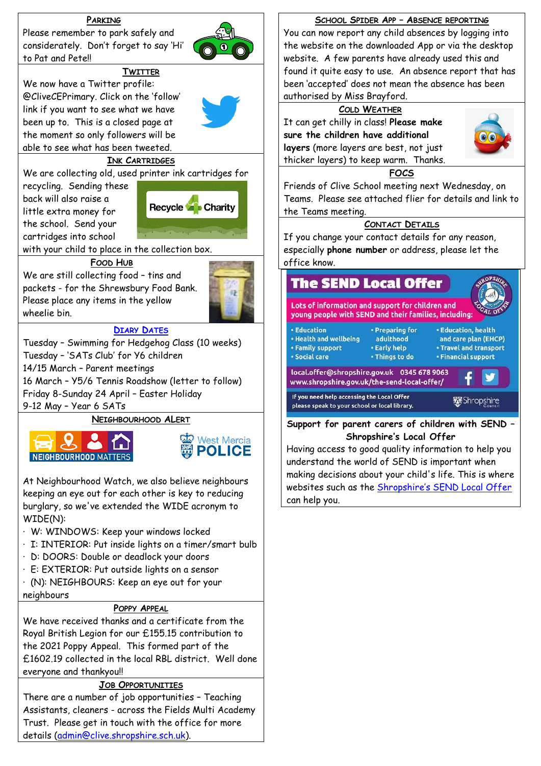## Parking

Please remember to park safely and considerately. Don't forget to say 'Hi' to Pat and Pete!!

## Twitter

We now have a Twitter profile: @CliveCEPrimary. Click on the 'follow' link if you want to see what we have been up to. This is a closed page at the moment so only followers will be able to see what has been tweeted.

## Ink Cartridges

We are collecting old, used printer ink cartridges for recycling. Sending these back will also raise a little extra money for the school. Send your cartridges into school with your child to place in the collection box.

## Food Hub

We are still collecting food – tins and packets - for the Shrewsbury Food Bank. Please place any items in the yellow wheelie bin.

## Diary Dates

Tuesday – Swimming for Hedgehog Class (10 weeks)
Tuesday – 'SATs Club' for Y6 children
14/15 March – Parent meetings
16 March – Y5/6 Tennis Roadshow (letter to follow)
Friday 8-Sunday 24 April – Easter Holiday
9-12 May – Year 6 SATs

## Neighbourhood Alert

At Neighbourhood Watch, we also believe neighbours keeping an eye out for each other is key to reducing burglary, so we've extended the WIDE acronym to WIDE(N):

- W: WINDOWS: Keep your windows locked
- I: INTERIOR: Put inside lights on a timer/smart bulb
- D: DOORS: Double or deadlock your doors
- E: EXTERIOR: Put outside lights on a sensor
- (N): NEIGHBOURS: Keep an eye out for your neighbours

## Poppy Appeal

We have received thanks and a certificate from the Royal British Legion for our £155.15 contribution to the 2021 Poppy Appeal. This formed part of the £1602.19 collected in the local RBL district. Well done everyone and thankyou!!

## Job Opportunities

There are a number of job opportunities – Teaching Assistants, cleaners - across the Fields Multi Academy Trust. Please get in touch with the office for more details (admin@clive.shropshire.sch.uk).

## School Spider App – Absence Reporting

You can now report any child absences by logging into the website on the downloaded App or via the desktop website. A few parents have already used this and found it quite easy to use. An absence report that has been 'accepted' does not mean the absence has been authorised by Miss Brayford.

## Cold Weather

It can get chilly in class! **Please make sure the children have additional layers** (more layers are best, not just thicker layers) to keep warm. Thanks.

## FOCS

Friends of Clive School meeting next Wednesday, on Teams. Please see attached flier for details and link to the Teams meeting.

## Contact Details

If you change your contact details for any reason, especially **phone number** or address, please let the office know.

**Support for parent carers of children with SEND – Shropshire's Local Offer**

Having access to good quality information to help you understand the world of SEND is important when making decisions about your child's life. This is where websites such as the Shropshire's SEND Local Offer can help you.